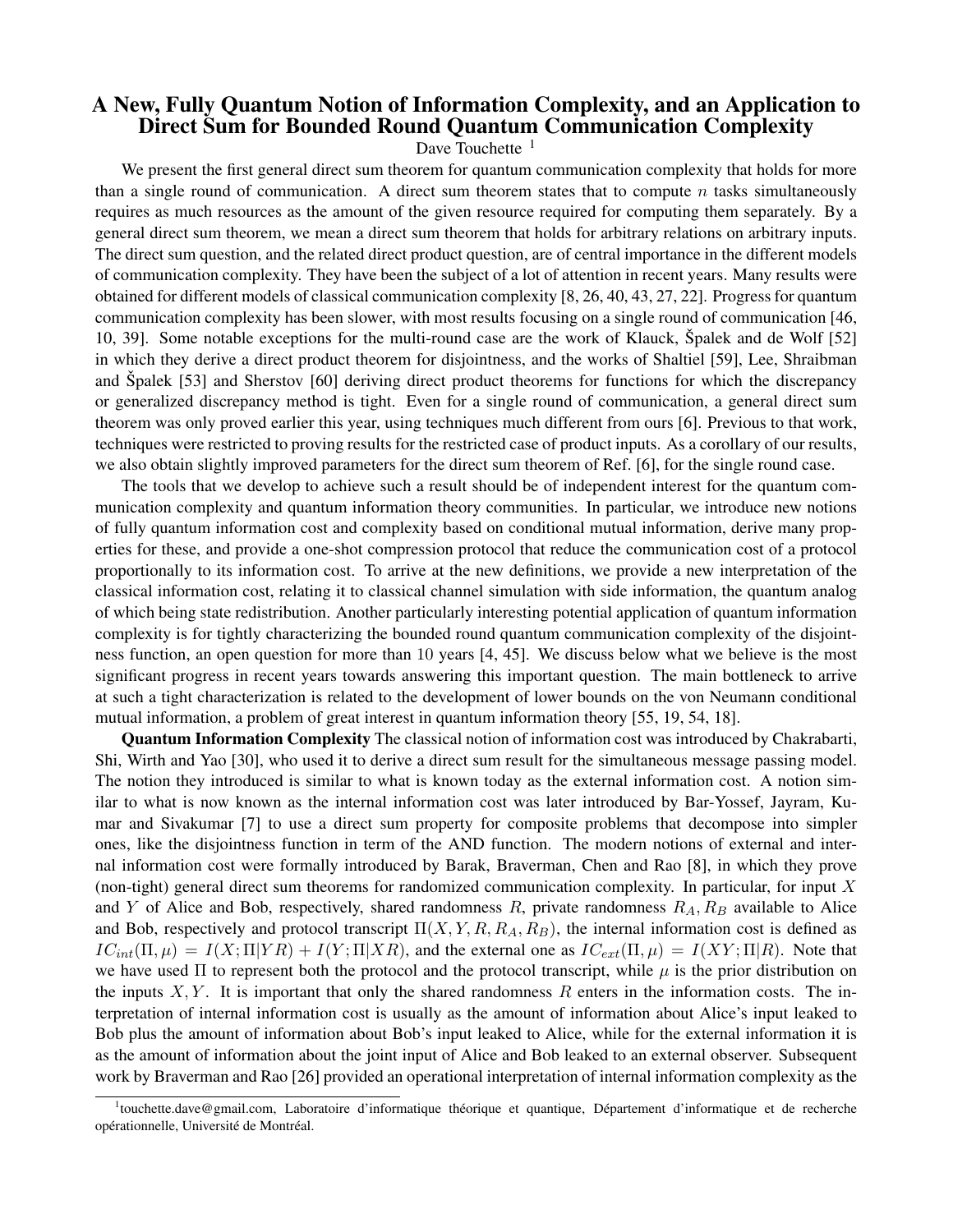# A New, Fully Quantum Notion of Information Complexity, and an Application to Direct Sum for Bounded Round Quantum Communication Complexity

Dave Touchette [1]

We present the first general direct sum theorem for quantum communication complexity that holds for more than a single round of communication. A direct sum theorem states that to compute $n$ tasks simultaneously requires as much resources as the amount of the given resource required for computing them separately. By a general direct sum theorem, we mean a direct sum theorem that holds for arbitrary relations on arbitrary inputs. The direct sum question, and the related direct product question, are of central importance in the different models of communication complexity. They have been the subject of a lot of attention in recent years. Many results were obtained for different models of classical communication complexity [8, 26, 40, 43, 27, 22]. Progress for quantum communication complexity has been slower, with most results focusing on a single round of communication [46, 10, 39]. Some notable exceptions for the multi-round case are the work of Klauck, Špalek and de Wolf [52] in which they derive a direct product theorem for disjointness, and the works of Shaltiel [59], Lee, Shraibman and Špalek [53] and Sherstov [60] deriving direct product theorems for functions for which the discrepancy or generalized discrepancy method is tight. Even for a single round of communication, a general direct sum theorem was only proved earlier this year, using techniques much different from ours [6]. Previous to that work, techniques were restricted to proving results for the restricted case of product inputs. As a corollary of our results, we also obtain slightly improved parameters for the direct sum theorem of Ref. [6], for the single round case.

The tools that we develop to achieve such a result should be of independent interest for the quantum communication complexity and quantum information theory communities. In particular, we introduce new notions of fully quantum information cost and complexity based on conditional mutual information, derive many properties for these, and provide a one-shot compression protocol that reduce the communication cost of a protocol proportionally to its information cost. To arrive at the new definitions, we provide a new interpretation of the classical information cost, relating it to classical channel simulation with side information, the quantum analog of which being state redistribution. Another particularly interesting potential application of quantum information complexity is for tightly characterizing the bounded round quantum communication complexity of the disjointness function, an open question for more than 10 years [4, 45]. We discuss below what we believe is the most significant progress in recent years towards answering this important question. The main bottleneck to arrive at such a tight characterization is related to the development of lower bounds on the von Neumann conditional mutual information, a problem of great interest in quantum information theory [55, 19, 54, 18].

**Quantum Information Complexity** The classical notion of information cost was introduced by Chakrabarti, Shi, Wirth and Yao [30], who used it to derive a direct sum result for the simultaneous message passing model. The notion they introduced is similar to what is known today as the external information cost. A notion similar to what is now known as the internal information cost was later introduced by Bar-Yossef, Jayram, Kumar and Sivakumar [7] to use a direct sum property for composite problems that decompose into simpler ones, like the disjointness function in term of the AND function. The modern notions of external and internal information cost were formally introduced by Barak, Braverman, Chen and Rao [8], in which they prove (non-tight) general direct sum theorems for randomized communication complexity. In particular, for input $X$ and $Y$ of Alice and Bob, respectively, shared randomness $R$, private randomness $R_A, R_B$ available to Alice and Bob, respectively and protocol transcript $\Pi(X, Y, R, R_A, R_B)$, the internal information cost is defined as $IC_{int}(\Pi, \mu) = I(X; \Pi | YR) + I(Y; \Pi | XR)$, and the external one as $IC_{ext}(\Pi, \mu) = I(XY; \Pi | R)$. Note that we have used $\Pi$ to represent both the protocol and the protocol transcript, while $\mu$ is the prior distribution on the inputs $X, Y$. It is important that only the shared randomness $R$ enters in the information costs. The interpretation of internal information cost is usually as the amount of information about Alice's input leaked to Bob plus the amount of information about Bob's input leaked to Alice, while for the external information it is as the amount of information about the joint input of Alice and Bob leaked to an external observer. Subsequent work by Braverman and Rao [26] provided an operational interpretation of internal information complexity as the

[1] touchette.dave@gmail.com, Laboratoire d'informatique théorique et quantique, Département d'informatique et de recherche opérationnelle, Université de Montréal.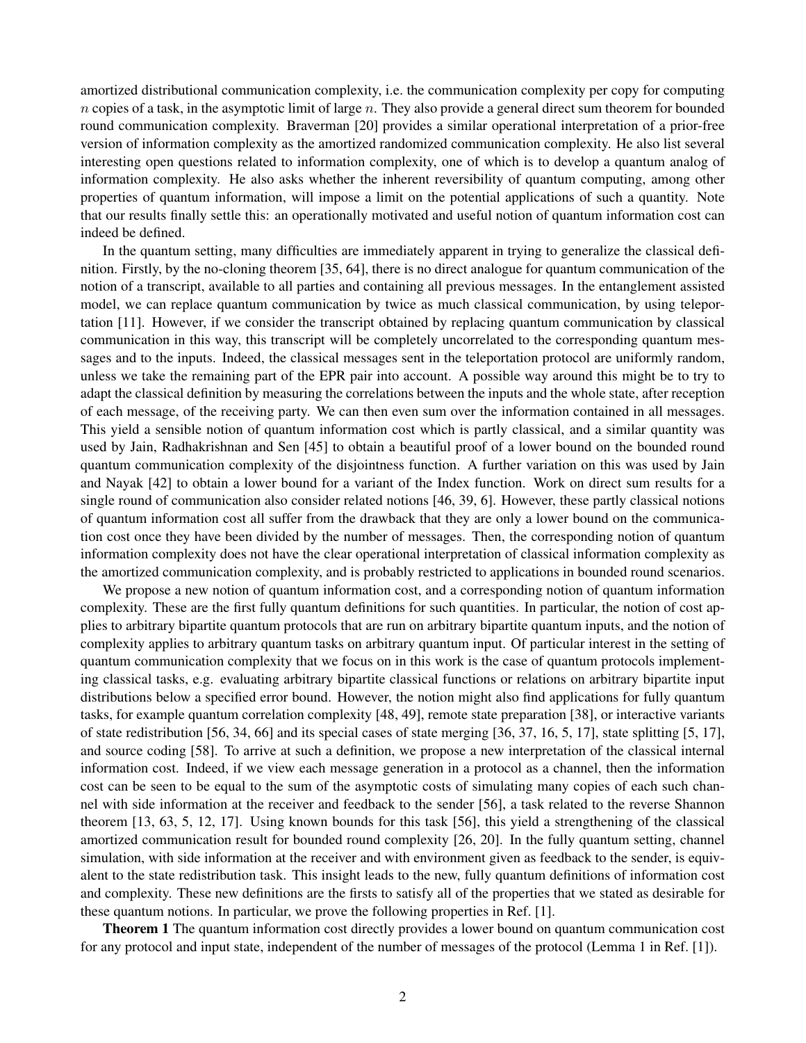amortized distributional communication complexity, i.e. the communication complexity per copy for computing $n$ copies of a task, in the asymptotic limit of large $n$. They also provide a general direct sum theorem for bounded round communication complexity. Braverman [20] provides a similar operational interpretation of a prior-free version of information complexity as the amortized randomized communication complexity. He also list several interesting open questions related to information complexity, one of which is to develop a quantum analog of information complexity. He also asks whether the inherent reversibility of quantum computing, among other properties of quantum information, will impose a limit on the potential applications of such a quantity. Note that our results finally settle this: an operationally motivated and useful notion of quantum information cost can indeed be defined.

In the quantum setting, many difficulties are immediately apparent in trying to generalize the classical definition. Firstly, by the no-cloning theorem [35, 64], there is no direct analogue for quantum communication of the notion of a transcript, available to all parties and containing all previous messages. In the entanglement assisted model, we can replace quantum communication by twice as much classical communication, by using teleportation [11]. However, if we consider the transcript obtained by replacing quantum communication by classical communication in this way, this transcript will be completely uncorrelated to the corresponding quantum messages and to the inputs. Indeed, the classical messages sent in the teleportation protocol are uniformly random, unless we take the remaining part of the EPR pair into account. A possible way around this might be to try to adapt the classical definition by measuring the correlations between the inputs and the whole state, after reception of each message, of the receiving party. We can then even sum over the information contained in all messages. This yield a sensible notion of quantum information cost which is partly classical, and a similar quantity was used by Jain, Radhakrishnan and Sen [45] to obtain a beautiful proof of a lower bound on the bounded round quantum communication complexity of the disjointness function. A further variation on this was used by Jain and Nayak [42] to obtain a lower bound for a variant of the Index function. Work on direct sum results for a single round of communication also consider related notions [46, 39, 6]. However, these partly classical notions of quantum information cost all suffer from the drawback that they are only a lower bound on the communication cost once they have been divided by the number of messages. Then, the corresponding notion of quantum information complexity does not have the clear operational interpretation of classical information complexity as the amortized communication complexity, and is probably restricted to applications in bounded round scenarios.

We propose a new notion of quantum information cost, and a corresponding notion of quantum information complexity. These are the first fully quantum definitions for such quantities. In particular, the notion of cost applies to arbitrary bipartite quantum protocols that are run on arbitrary bipartite quantum inputs, and the notion of complexity applies to arbitrary quantum tasks on arbitrary quantum input. Of particular interest in the setting of quantum communication complexity that we focus on in this work is the case of quantum protocols implementing classical tasks, e.g. evaluating arbitrary bipartite classical functions or relations on arbitrary bipartite input distributions below a specified error bound. However, the notion might also find applications for fully quantum tasks, for example quantum correlation complexity [48, 49], remote state preparation [38], or interactive variants of state redistribution [56, 34, 66] and its special cases of state merging [36, 37, 16, 5, 17], state splitting [5, 17], and source coding [58]. To arrive at such a definition, we propose a new interpretation of the classical internal information cost. Indeed, if we view each message generation in a protocol as a channel, then the information cost can be seen to be equal to the sum of the asymptotic costs of simulating many copies of each such channel with side information at the receiver and feedback to the sender [56], a task related to the reverse Shannon theorem [13, 63, 5, 12, 17]. Using known bounds for this task [56], this yield a strengthening of the classical amortized communication result for bounded round complexity [26, 20]. In the fully quantum setting, channel simulation, with side information at the receiver and with environment given as feedback to the sender, is equivalent to the state redistribution task. This insight leads to the new, fully quantum definitions of information cost and complexity. These new definitions are the firsts to satisfy all of the properties that we stated as desirable for these quantum notions. In particular, we prove the following properties in Ref. [1].

**Theorem 1** The quantum information cost directly provides a lower bound on quantum communication cost for any protocol and input state, independent of the number of messages of the protocol (Lemma 1 in Ref. [1]).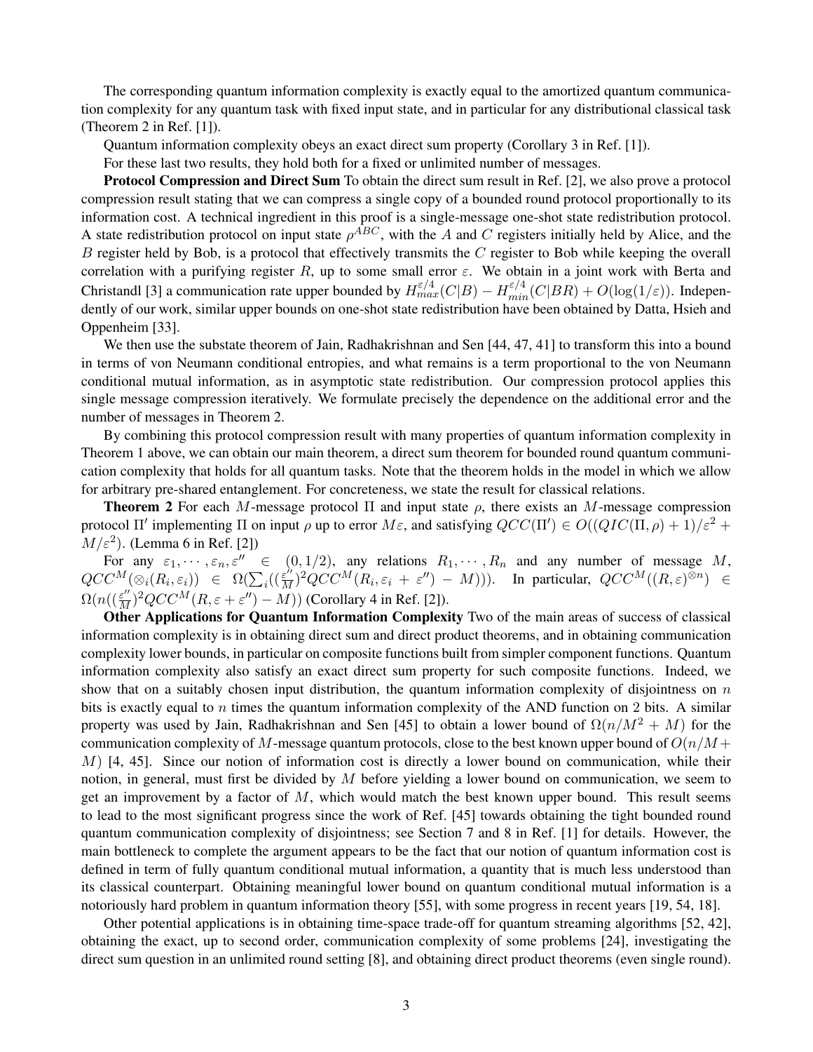The corresponding quantum information complexity is exactly equal to the amortized quantum communication complexity for any quantum task with fixed input state, and in particular for any distributional classical task (Theorem 2 in Ref. [1]).

Quantum information complexity obeys an exact direct sum property (Corollary 3 in Ref. [1]).

For these last two results, they hold both for a fixed or unlimited number of messages.

**Protocol Compression and Direct Sum** To obtain the direct sum result in Ref. [2], we also prove a protocol compression result stating that we can compress a single copy of a bounded round protocol proportionally to its information cost. A technical ingredient in this proof is a single-message one-shot state redistribution protocol. A state redistribution protocol on input state $\rho^{ABC}$, with the $A$ and $C$ registers initially held by Alice, and the $B$ register held by Bob, is a protocol that effectively transmits the $C$ register to Bob while keeping the overall correlation with a purifying register $R$, up to some small error $\varepsilon$. We obtain in a joint work with Berta and Christandl [3] a communication rate upper bounded by $H_{max}^{\varepsilon/4}(C|B) - H_{min}^{\varepsilon/4}(C|BR) + O(\log(1/\varepsilon))$. Independently of our work, similar upper bounds on one-shot state redistribution have been obtained by Datta, Hsieh and Oppenheim [33].

We then use the substate theorem of Jain, Radhakrishnan and Sen [44, 47, 41] to transform this into a bound in terms of von Neumann conditional entropies, and what remains is a term proportional to the von Neumann conditional mutual information, as in asymptotic state redistribution. Our compression protocol applies this single message compression iteratively. We formulate precisely the dependence on the additional error and the number of messages in Theorem 2.

By combining this protocol compression result with many properties of quantum information complexity in Theorem 1 above, we can obtain our main theorem, a direct sum theorem for bounded round quantum communication complexity that holds for all quantum tasks. Note that the theorem holds in the model in which we allow for arbitrary pre-shared entanglement. For concreteness, we state the result for classical relations.

**Theorem 2** For each $M$-message protocol $\Pi$ and input state $\rho$, there exists an $M$-message compression protocol $\Pi'$ implementing $\Pi$ on input $\rho$ up to error $M\varepsilon$, and satisfying $QCC(\Pi') \in O((QIC(\Pi, \rho) + 1)/\varepsilon^2 + M/\varepsilon^2)$. (Lemma 6 in Ref. [2])

For any $\varepsilon_1, \cdots, \varepsilon_n, \varepsilon'' \in (0, 1/2)$, any relations $R_1, \cdots, R_n$ and any number of message $M$, $QCC^M(\otimes_i(R_i, \varepsilon_i)) \in \Omega(\sum_i((\frac{\varepsilon''}{M})^2 QCC^M(R_i, \varepsilon_i + \varepsilon'') - M)))$. In particular, $QCC^M((R, \varepsilon)^{\otimes n}) \in \Omega(n((\frac{\varepsilon''}{M})^2 QCC^M(R, \varepsilon + \varepsilon'') - M))$ (Corollary 4 in Ref. [2]).

**Other Applications for Quantum Information Complexity** Two of the main areas of success of classical information complexity is in obtaining direct sum and direct product theorems, and in obtaining communication complexity lower bounds, in particular on composite functions built from simpler component functions. Quantum information complexity also satisfy an exact direct sum property for such composite functions. Indeed, we show that on a suitably chosen input distribution, the quantum information complexity of disjointness on $n$ bits is exactly equal to $n$ times the quantum information complexity of the AND function on 2 bits. A similar property was used by Jain, Radhakrishnan and Sen [45] to obtain a lower bound of $\Omega(n/M^2 + M)$ for the communication complexity of $M$-message quantum protocols, close to the best known upper bound of $O(n/M + M)$ [4, 45]. Since our notion of information cost is directly a lower bound on communication, while their notion, in general, must first be divided by $M$ before yielding a lower bound on communication, we seem to get an improvement by a factor of $M$, which would match the best known upper bound. This result seems to lead to the most significant progress since the work of Ref. [45] towards obtaining the tight bounded round quantum communication complexity of disjointness; see Section 7 and 8 in Ref. [1] for details. However, the main bottleneck to complete the argument appears to be the fact that our notion of quantum information cost is defined in term of fully quantum conditional mutual information, a quantity that is much less understood than its classical counterpart. Obtaining meaningful lower bound on quantum conditional mutual information is a notoriously hard problem in quantum information theory [55], with some progress in recent years [19, 54, 18].

Other potential applications is in obtaining time-space trade-off for quantum streaming algorithms [52, 42], obtaining the exact, up to second order, communication complexity of some problems [24], investigating the direct sum question in an unlimited round setting [8], and obtaining direct product theorems (even single round).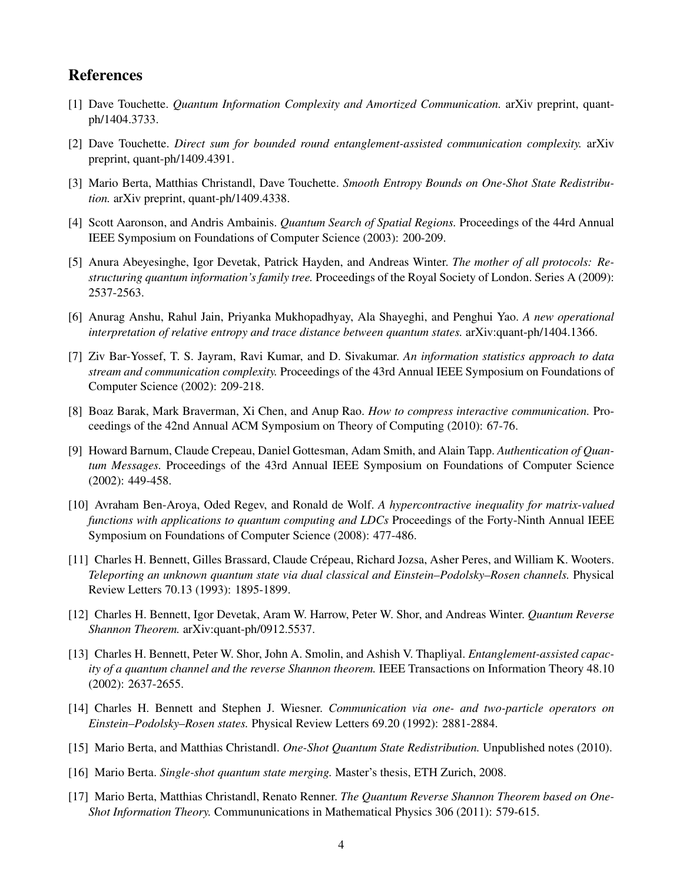## References

[1] Dave Touchette. *Quantum Information Complexity and Amortized Communication.* arXiv preprint, quant-ph/1404.3733.

[2] Dave Touchette. *Direct sum for bounded round entanglement-assisted communication complexity.* arXiv preprint, quant-ph/1409.4391.

[3] Mario Berta, Matthias Christandl, Dave Touchette. *Smooth Entropy Bounds on One-Shot State Redistribution.* arXiv preprint, quant-ph/1409.4338.

[4] Scott Aaronson, and Andris Ambainis. *Quantum Search of Spatial Regions.* Proceedings of the 44rd Annual IEEE Symposium on Foundations of Computer Science (2003): 200-209.

[5] Anura Abeyesinghe, Igor Devetak, Patrick Hayden, and Andreas Winter. *The mother of all protocols: Restructuring quantum information's family tree.* Proceedings of the Royal Society of London. Series A (2009): 2537-2563.

[6] Anurag Anshu, Rahul Jain, Priyanka Mukhopadhyay, Ala Shayeghi, and Penghui Yao. *A new operational interpretation of relative entropy and trace distance between quantum states.* arXiv:quant-ph/1404.1366.

[7] Ziv Bar-Yossef, T. S. Jayram, Ravi Kumar, and D. Sivakumar. *An information statistics approach to data stream and communication complexity.* Proceedings of the 43rd Annual IEEE Symposium on Foundations of Computer Science (2002): 209-218.

[8] Boaz Barak, Mark Braverman, Xi Chen, and Anup Rao. *How to compress interactive communication.* Proceedings of the 42nd Annual ACM Symposium on Theory of Computing (2010): 67-76.

[9] Howard Barnum, Claude Crepeau, Daniel Gottesman, Adam Smith, and Alain Tapp. *Authentication of Quantum Messages.* Proceedings of the 43rd Annual IEEE Symposium on Foundations of Computer Science (2002): 449-458.

[10] Avraham Ben-Aroya, Oded Regev, and Ronald de Wolf. *A hypercontractive inequality for matrix-valued functions with applications to quantum computing and LDCs* Proceedings of the Forty-Ninth Annual IEEE Symposium on Foundations of Computer Science (2008): 477-486.

[11] Charles H. Bennett, Gilles Brassard, Claude Crépeau, Richard Jozsa, Asher Peres, and William K. Wooters. *Teleporting an unknown quantum state via dual classical and Einstein–Podolsky–Rosen channels.* Physical Review Letters 70.13 (1993): 1895-1899.

[12] Charles H. Bennett, Igor Devetak, Aram W. Harrow, Peter W. Shor, and Andreas Winter. *Quantum Reverse Shannon Theorem.* arXiv:quant-ph/0912.5537.

[13] Charles H. Bennett, Peter W. Shor, John A. Smolin, and Ashish V. Thapliyal. *Entanglement-assisted capacity of a quantum channel and the reverse Shannon theorem.* IEEE Transactions on Information Theory 48.10 (2002): 2637-2655.

[14] Charles H. Bennett and Stephen J. Wiesner. *Communication via one- and two-particle operators on Einstein–Podolsky–Rosen states.* Physical Review Letters 69.20 (1992): 2881-2884.

[15] Mario Berta, and Matthias Christandl. *One-Shot Quantum State Redistribution.* Unpublished notes (2010).

[16] Mario Berta. *Single-shot quantum state merging.* Master's thesis, ETH Zurich, 2008.

[17] Mario Berta, Matthias Christandl, Renato Renner. *The Quantum Reverse Shannon Theorem based on One-Shot Information Theory.* Commununications in Mathematical Physics 306 (2011): 579-615.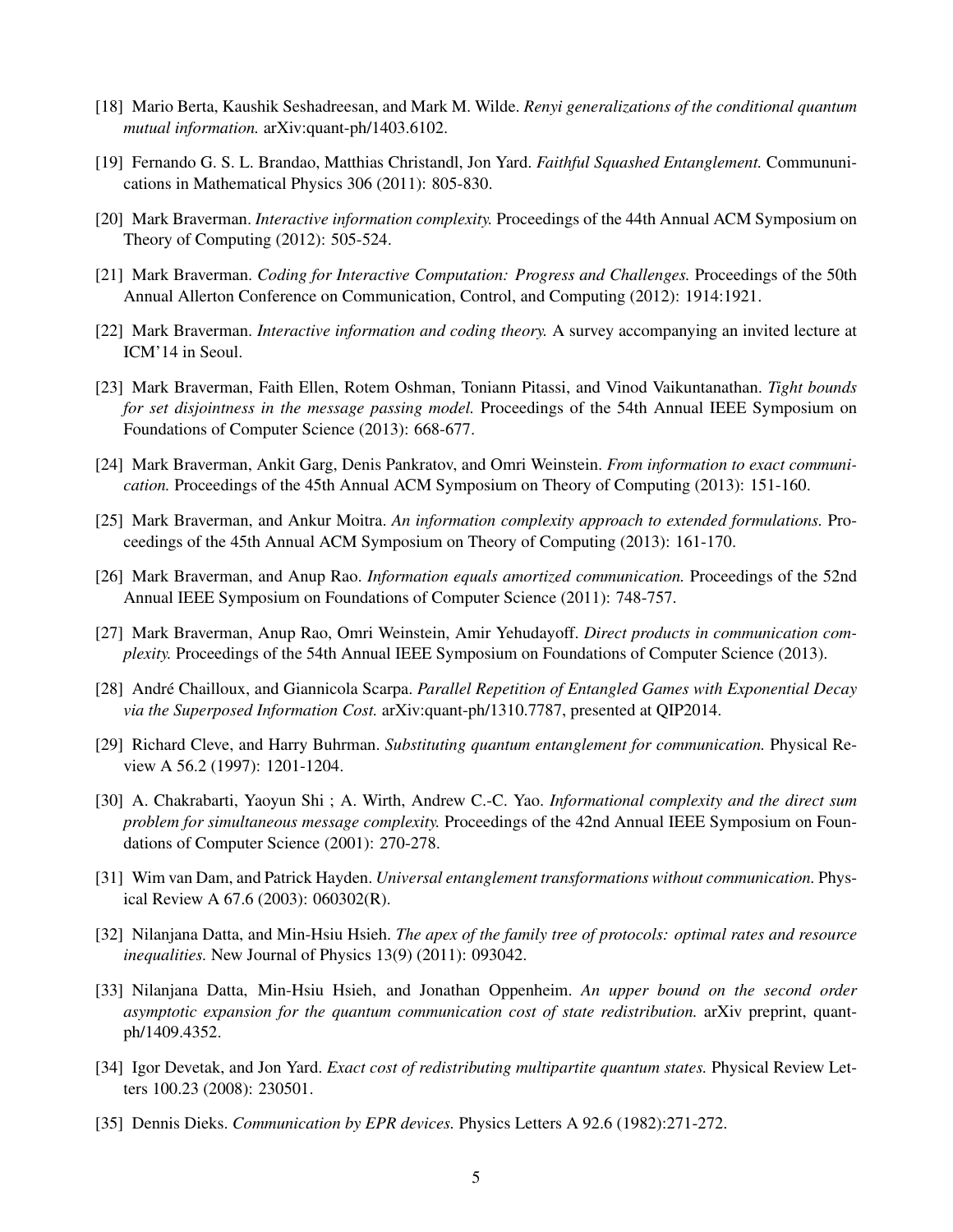[18] Mario Berta, Kaushik Seshadreesan, and Mark M. Wilde. *Renyi generalizations of the conditional quantum mutual information.* arXiv:quant-ph/1403.6102.

[19] Fernando G. S. L. Brandao, Matthias Christandl, Jon Yard. *Faithful Squashed Entanglement.* Commununications in Mathematical Physics 306 (2011): 805-830.

[20] Mark Braverman. *Interactive information complexity.* Proceedings of the 44th Annual ACM Symposium on Theory of Computing (2012): 505-524.

[21] Mark Braverman. *Coding for Interactive Computation: Progress and Challenges.* Proceedings of the 50th Annual Allerton Conference on Communication, Control, and Computing (2012): 1914:1921.

[22] Mark Braverman. *Interactive information and coding theory.* A survey accompanying an invited lecture at ICM'14 in Seoul.

[23] Mark Braverman, Faith Ellen, Rotem Oshman, Toniann Pitassi, and Vinod Vaikuntanathan. *Tight bounds for set disjointness in the message passing model.* Proceedings of the 54th Annual IEEE Symposium on Foundations of Computer Science (2013): 668-677.

[24] Mark Braverman, Ankit Garg, Denis Pankratov, and Omri Weinstein. *From information to exact communication.* Proceedings of the 45th Annual ACM Symposium on Theory of Computing (2013): 151-160.

[25] Mark Braverman, and Ankur Moitra. *An information complexity approach to extended formulations.* Proceedings of the 45th Annual ACM Symposium on Theory of Computing (2013): 161-170.

[26] Mark Braverman, and Anup Rao. *Information equals amortized communication.* Proceedings of the 52nd Annual IEEE Symposium on Foundations of Computer Science (2011): 748-757.

[27] Mark Braverman, Anup Rao, Omri Weinstein, Amir Yehudayoff. *Direct products in communication complexity.* Proceedings of the 54th Annual IEEE Symposium on Foundations of Computer Science (2013).

[28] André Chailloux, and Giannicola Scarpa. *Parallel Repetition of Entangled Games with Exponential Decay via the Superposed Information Cost.* arXiv:quant-ph/1310.7787, presented at QIP2014.

[29] Richard Cleve, and Harry Buhrman. *Substituting quantum entanglement for communication.* Physical Review A 56.2 (1997): 1201-1204.

[30] A. Chakrabarti, Yaoyun Shi ; A. Wirth, Andrew C.-C. Yao. *Informational complexity and the direct sum problem for simultaneous message complexity.* Proceedings of the 42nd Annual IEEE Symposium on Foundations of Computer Science (2001): 270-278.

[31] Wim van Dam, and Patrick Hayden. *Universal entanglement transformations without communication.* Physical Review A 67.6 (2003): 060302(R).

[32] Nilanjana Datta, and Min-Hsiu Hsieh. *The apex of the family tree of protocols: optimal rates and resource inequalities.* New Journal of Physics 13(9) (2011): 093042.

[33] Nilanjana Datta, Min-Hsiu Hsieh, and Jonathan Oppenheim. *An upper bound on the second order asymptotic expansion for the quantum communication cost of state redistribution.* arXiv preprint, quant-ph/1409.4352.

[34] Igor Devetak, and Jon Yard. *Exact cost of redistributing multipartite quantum states.* Physical Review Letters 100.23 (2008): 230501.

[35] Dennis Dieks. *Communication by EPR devices.* Physics Letters A 92.6 (1982):271-272.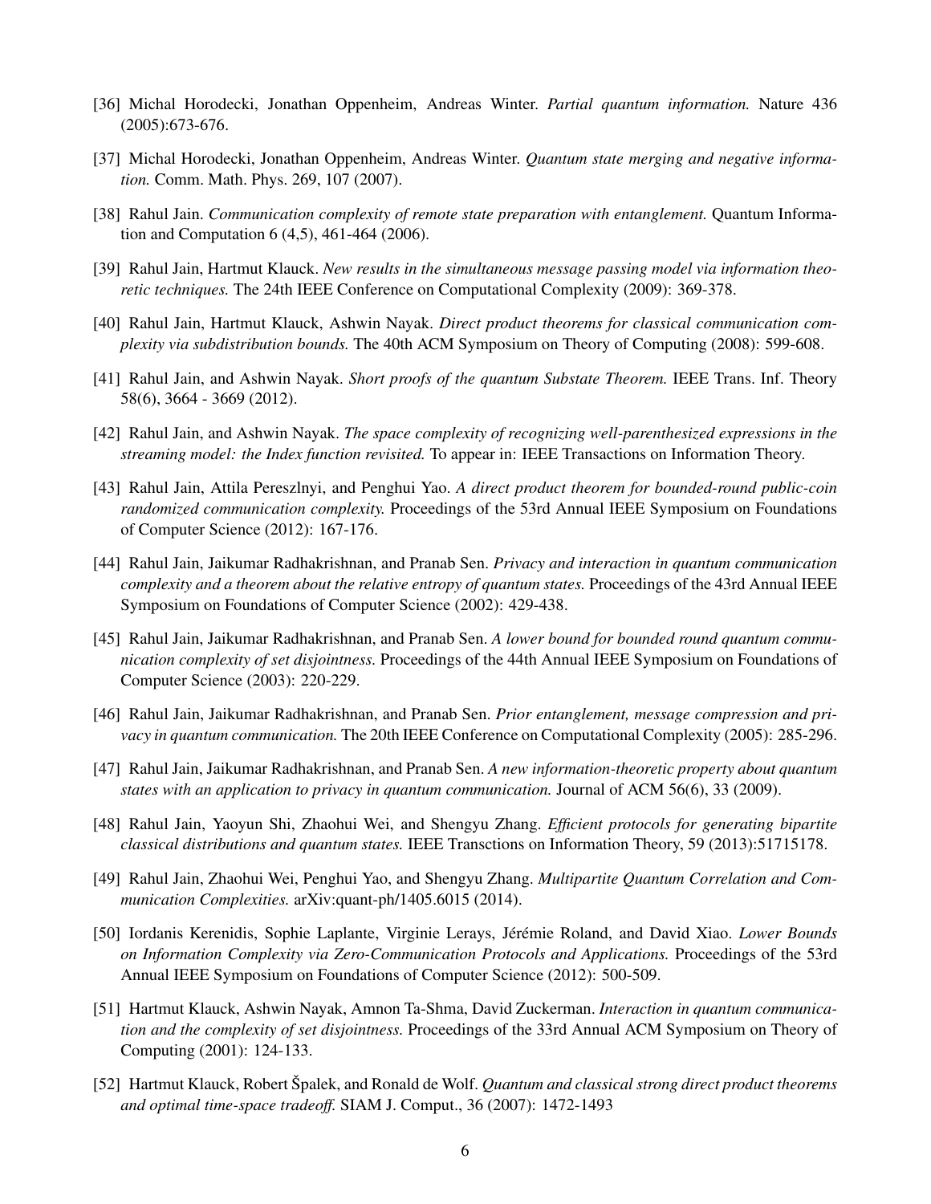[36] Michal Horodecki, Jonathan Oppenheim, Andreas Winter. *Partial quantum information.* Nature 436 (2005):673-676.

[37] Michal Horodecki, Jonathan Oppenheim, Andreas Winter. *Quantum state merging and negative information.* Comm. Math. Phys. 269, 107 (2007).

[38] Rahul Jain. *Communication complexity of remote state preparation with entanglement.* Quantum Information and Computation 6 (4,5), 461-464 (2006).

[39] Rahul Jain, Hartmut Klauck. *New results in the simultaneous message passing model via information theoretic techniques.* The 24th IEEE Conference on Computational Complexity (2009): 369-378.

[40] Rahul Jain, Hartmut Klauck, Ashwin Nayak. *Direct product theorems for classical communication complexity via subdistribution bounds.* The 40th ACM Symposium on Theory of Computing (2008): 599-608.

[41] Rahul Jain, and Ashwin Nayak. *Short proofs of the quantum Substate Theorem.* IEEE Trans. Inf. Theory 58(6), 3664 - 3669 (2012).

[42] Rahul Jain, and Ashwin Nayak. *The space complexity of recognizing well-parenthesized expressions in the streaming model: the Index function revisited.* To appear in: IEEE Transactions on Information Theory.

[43] Rahul Jain, Attila Pereszlnyi, and Penghui Yao. *A direct product theorem for bounded-round public-coin randomized communication complexity.* Proceedings of the 53rd Annual IEEE Symposium on Foundations of Computer Science (2012): 167-176.

[44] Rahul Jain, Jaikumar Radhakrishnan, and Pranab Sen. *Privacy and interaction in quantum communication complexity and a theorem about the relative entropy of quantum states.* Proceedings of the 43rd Annual IEEE Symposium on Foundations of Computer Science (2002): 429-438.

[45] Rahul Jain, Jaikumar Radhakrishnan, and Pranab Sen. *A lower bound for bounded round quantum communication complexity of set disjointness.* Proceedings of the 44th Annual IEEE Symposium on Foundations of Computer Science (2003): 220-229.

[46] Rahul Jain, Jaikumar Radhakrishnan, and Pranab Sen. *Prior entanglement, message compression and privacy in quantum communication.* The 20th IEEE Conference on Computational Complexity (2005): 285-296.

[47] Rahul Jain, Jaikumar Radhakrishnan, and Pranab Sen. *A new information-theoretic property about quantum states with an application to privacy in quantum communication.* Journal of ACM 56(6), 33 (2009).

[48] Rahul Jain, Yaoyun Shi, Zhaohui Wei, and Shengyu Zhang. *Efficient protocols for generating bipartite classical distributions and quantum states.* IEEE Transctions on Information Theory, 59 (2013):51715178.

[49] Rahul Jain, Zhaohui Wei, Penghui Yao, and Shengyu Zhang. *Multipartite Quantum Correlation and Communication Complexities.* arXiv:quant-ph/1405.6015 (2014).

[50] Iordanis Kerenidis, Sophie Laplante, Virginie Lerays, Jérémie Roland, and David Xiao. *Lower Bounds on Information Complexity via Zero-Communication Protocols and Applications.* Proceedings of the 53rd Annual IEEE Symposium on Foundations of Computer Science (2012): 500-509.

[51] Hartmut Klauck, Ashwin Nayak, Amnon Ta-Shma, David Zuckerman. *Interaction in quantum communication and the complexity of set disjointness.* Proceedings of the 33rd Annual ACM Symposium on Theory of Computing (2001): 124-133.

[52] Hartmut Klauck, Robert Špalek, and Ronald de Wolf. *Quantum and classical strong direct product theorems and optimal time-space tradeoff.* SIAM J. Comput., 36 (2007): 1472-1493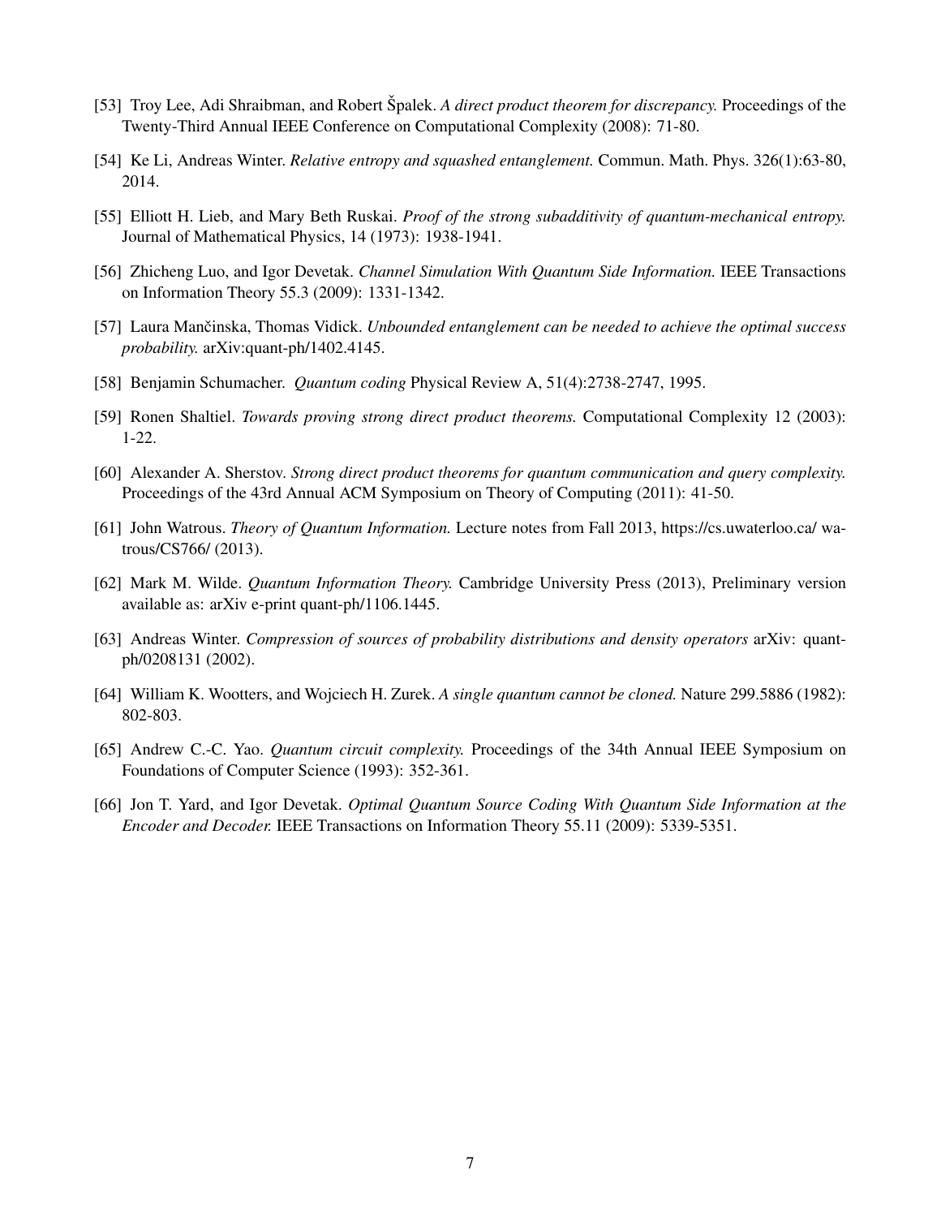[53] Troy Lee, Adi Shraibman, and Robert Špalek. *A direct product theorem for discrepancy.* Proceedings of the Twenty-Third Annual IEEE Conference on Computational Complexity (2008): 71-80.

[54] Ke Li, Andreas Winter. *Relative entropy and squashed entanglement.* Commun. Math. Phys. 326(1):63-80, 2014.

[55] Elliott H. Lieb, and Mary Beth Ruskai. *Proof of the strong subadditivity of quantum-mechanical entropy.* Journal of Mathematical Physics, 14 (1973): 1938-1941.

[56] Zhicheng Luo, and Igor Devetak. *Channel Simulation With Quantum Side Information.* IEEE Transactions on Information Theory 55.3 (2009): 1331-1342.

[57] Laura Mančinska, Thomas Vidick. *Unbounded entanglement can be needed to achieve the optimal success probability.* arXiv:quant-ph/1402.4145.

[58] Benjamin Schumacher. *Quantum coding* Physical Review A, 51(4):2738-2747, 1995.

[59] Ronen Shaltiel. *Towards proving strong direct product theorems.* Computational Complexity 12 (2003): 1-22.

[60] Alexander A. Sherstov. *Strong direct product theorems for quantum communication and query complexity.* Proceedings of the 43rd Annual ACM Symposium on Theory of Computing (2011): 41-50.

[61] John Watrous. *Theory of Quantum Information.* Lecture notes from Fall 2013, https://cs.uwaterloo.ca/ watrous/CS766/ (2013).

[62] Mark M. Wilde. *Quantum Information Theory.* Cambridge University Press (2013), Preliminary version available as: arXiv e-print quant-ph/1106.1445.

[63] Andreas Winter. *Compression of sources of probability distributions and density operators* arXiv: quant-ph/0208131 (2002).

[64] William K. Wootters, and Wojciech H. Zurek. *A single quantum cannot be cloned.* Nature 299.5886 (1982): 802-803.

[65] Andrew C.-C. Yao. *Quantum circuit complexity.* Proceedings of the 34th Annual IEEE Symposium on Foundations of Computer Science (1993): 352-361.

[66] Jon T. Yard, and Igor Devetak. *Optimal Quantum Source Coding With Quantum Side Information at the Encoder and Decoder.* IEEE Transactions on Information Theory 55.11 (2009): 5339-5351.